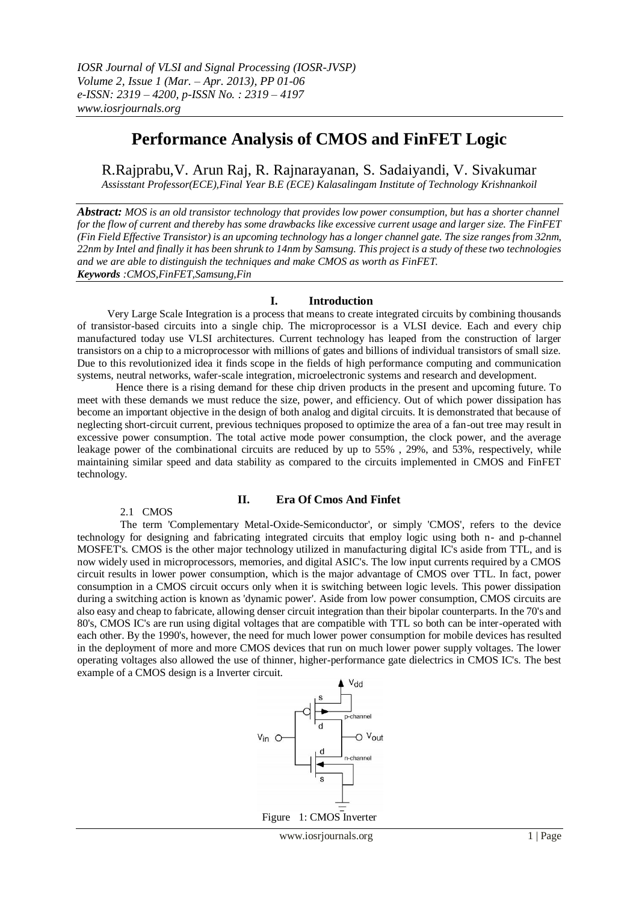# Performance Analysis of CMOS and FinFET Logic

R.Rajprabu,V. Arun Raj, R. Rajnarayanan, S. Sadaiyandi, V. Sivakumar

*Assisstant Professor(ECE),Final Year B.E (ECE) Kalasalingam Institute of Technology Krishnankoil*

***Abstract:*** *MOS is an old transistor technology that provides low power consumption, but has a shorter channel for the flow of current and thereby has some drawbacks like excessive current usage and larger size. The FinFET (Fin Field Effective Transistor) is an upcoming technology has a longer channel gate. The size ranges from 32nm, 22nm by Intel and finally it has been shrunk to 14nm by Samsung. This project is a study of these two technologies and we are able to distinguish the techniques and make CMOS as worth as FinFET.*

***Keywords*** *:CMOS,FinFET,Samsung,Fin*

## I. Introduction

Very Large Scale Integration is a process that means to create integrated circuits by combining thousands of transistor-based circuits into a single chip. The microprocessor is a VLSI device. Each and every chip manufactured today use VLSI architectures. Current technology has leaped from the construction of larger transistors on a chip to a microprocessor with millions of gates and billions of individual transistors of small size. Due to this revolutionized idea it finds scope in the fields of high performance computing and communication systems, neutral networks, wafer-scale integration, microelectronic systems and research and development.

Hence there is a rising demand for these chip driven products in the present and upcoming future. To meet with these demands we must reduce the size, power, and efficiency. Out of which power dissipation has become an important objective in the design of both analog and digital circuits. It is demonstrated that because of neglecting short-circuit current, previous techniques proposed to optimize the area of a fan-out tree may result in excessive power consumption. The total active mode power consumption, the clock power, and the average leakage power of the combinational circuits are reduced by up to 55% , 29%, and 53%, respectively, while maintaining similar speed and data stability as compared to the circuits implemented in CMOS and FinFET technology.

## II. Era Of Cmos And Finfet

### 2.1 CMOS

The term 'Complementary Metal-Oxide-Semiconductor', or simply 'CMOS', refers to the device technology for designing and fabricating integrated circuits that employ logic using both n- and p-channel MOSFET's. CMOS is the other major technology utilized in manufacturing digital IC's aside from TTL, and is now widely used in microprocessors, memories, and digital ASIC's. The low input currents required by a CMOS circuit results in lower power consumption, which is the major advantage of CMOS over TTL. In fact, power consumption in a CMOS circuit occurs only when it is switching between logic levels. This power dissipation during a switching action is known as 'dynamic power'. Aside from low power consumption, CMOS circuits are also easy and cheap to fabricate, allowing denser circuit integration than their bipolar counterparts. In the 70's and 80's, CMOS IC's are run using digital voltages that are compatible with TTL so both can be inter-operated with each other. By the 1990's, however, the need for much lower power consumption for mobile devices has resulted in the deployment of more and more CMOS devices that run on much lower power supply voltages. The lower operating voltages also allowed the use of thinner, higher-performance gate dielectrics in CMOS IC's. The best example of a CMOS design is a Inverter circuit.

Figure 1: CMOS Inverter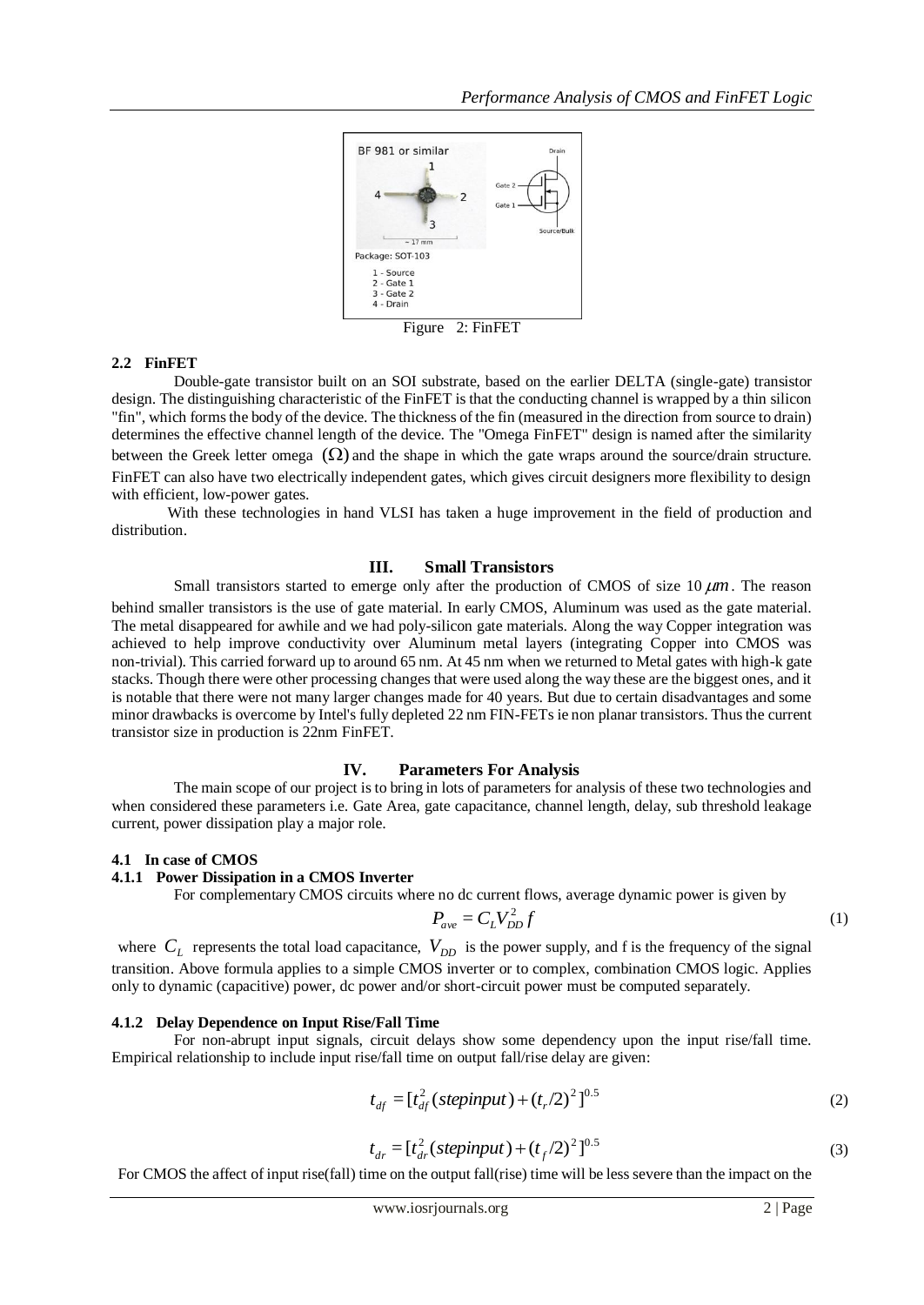Figure 2: FinFET

### 2.2 FinFET

Double-gate transistor built on an SOI substrate, based on the earlier DELTA (single-gate) transistor design. The distinguishing characteristic of the FinFET is that the conducting channel is wrapped by a thin silicon "fin", which forms the body of the device. The thickness of the fin (measured in the direction from source to drain) determines the effective channel length of the device. The "Omega FinFET" design is named after the similarity between the Greek letter omega $(\Omega)$ and the shape in which the gate wraps around the source/drain structure. FinFET can also have two electrically independent gates, which gives circuit designers more flexibility to design with efficient, low-power gates.

With these technologies in hand VLSI has taken a huge improvement in the field of production and distribution.

## III. Small Transistors

Small transistors started to emerge only after the production of CMOS of size 10 $\mu m$. The reason behind smaller transistors is the use of gate material. In early CMOS, Aluminum was used as the gate material. The metal disappeared for awhile and we had poly-silicon gate materials. Along the way Copper integration was achieved to help improve conductivity over Aluminum metal layers (integrating Copper into CMOS was non-trivial). This carried forward up to around 65 nm. At 45 nm when we returned to Metal gates with high-k gate stacks. Though there were other processing changes that were used along the way these are the biggest ones, and it is notable that there were not many larger changes made for 40 years. But due to certain disadvantages and some minor drawbacks is overcome by Intel's fully depleted 22 nm FIN-FETs ie non planar transistors. Thus the current transistor size in production is 22nm FinFET.

## IV. Parameters For Analysis

The main scope of our project is to bring in lots of parameters for analysis of these two technologies and when considered these parameters i.e. Gate Area, gate capacitance, channel length, delay, sub threshold leakage current, power dissipation play a major role.

### 4.1 In case of CMOS

#### 4.1.1 Power Dissipation in a CMOS Inverter

For complementary CMOS circuits where no dc current flows, average dynamic power is given by

$$P_{ave} = C_L V_{DD}^2 f \tag{1}$$

where $C_L$ represents the total load capacitance, $V_{DD}$ is the power supply, and f is the frequency of the signal transition. Above formula applies to a simple CMOS inverter or to complex, combination CMOS logic. Applies only to dynamic (capacitive) power, dc power and/or short-circuit power must be computed separately.

#### 4.1.2 Delay Dependence on Input Rise/Fall Time

For non-abrupt input signals, circuit delays show some dependency upon the input rise/fall time. Empirical relationship to include input rise/fall time on output fall/rise delay are given:

$$t_{df} = [t_{df}^2(stepinput) + (t_r/2)^2]^{0.5} \tag{2}$$

$$t_{dr} = [t_{dr}^2(stepinput) + (t_f/2)^2]^{0.5} \tag{3}$$

For CMOS the affect of input rise(fall) time on the output fall(rise) time will be less severe than the impact on the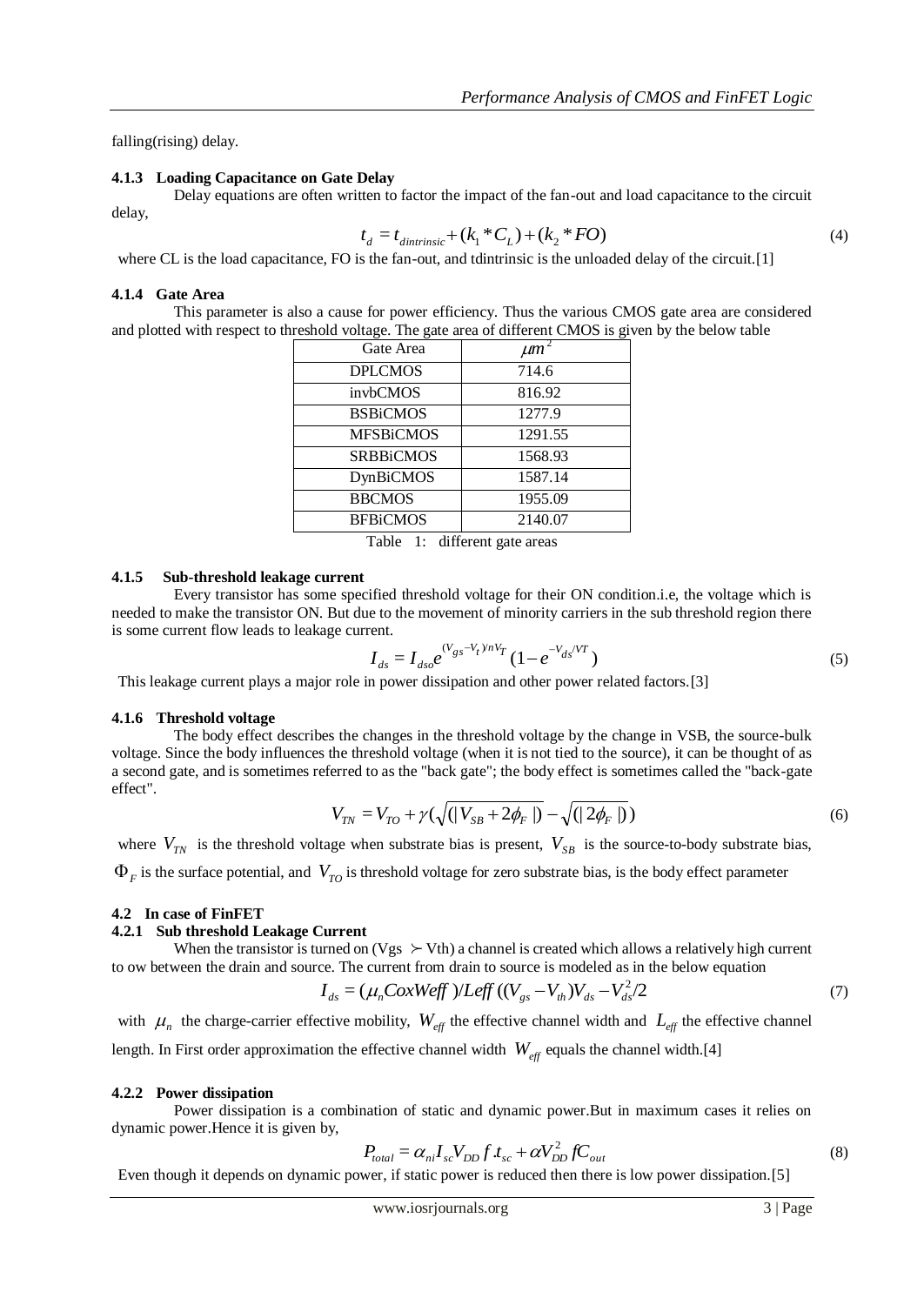falling(rising) delay.

#### 4.1.3 Loading Capacitance on Gate Delay

Delay equations are often written to factor the impact of the fan-out and load capacitance to the circuit delay,

$$t_d = t_{dintrinsic} + (k_1 * C_L) + (k_2 * FO) \tag{4}$$

where CL is the load capacitance, FO is the fan-out, and tdintrinsic is the unloaded delay of the circuit.[1]

#### 4.1.4 Gate Area

This parameter is also a cause for power efficiency. Thus the various CMOS gate area are considered and plotted with respect to threshold voltage. The gate area of different CMOS is given by the below table

| Gate Area | $\mu m^2$ |
|---|---|
| DPLCMOS | 714.6 |
| invbCMOS | 816.92 |
| BSBiCMOS | 1277.9 |
| MFSBiCMOS | 1291.55 |
| SRBBiCMOS | 1568.93 |
| DynBiCMOS | 1587.14 |
| BBCMOS | 1955.09 |
| BFBiCMOS | 2140.07 |

Table 1: different gate areas

#### 4.1.5 Sub-threshold leakage current

Every transistor has some specified threshold voltage for their ON condition.i.e, the voltage which is needed to make the transistor ON. But due to the movement of minority carriers in the sub threshold region there is some current flow leads to leakage current.

$$I_{ds} = I_{dso} e^{(V_{gs} - V_t)/nV_T} (1 - e^{-V_{ds}/VT}) \tag{5}$$

This leakage current plays a major role in power dissipation and other power related factors.[3]

#### 4.1.6 Threshold voltage

The body effect describes the changes in the threshold voltage by the change in VSB, the source-bulk voltage. Since the body influences the threshold voltage (when it is not tied to the source), it can be thought of as a second gate, and is sometimes referred to as the "back gate"; the body effect is sometimes called the "back-gate effect".

$$V_{TN} = V_{TO} + \gamma(\sqrt{(|V_{SB} + 2\phi_F|)} - \sqrt{(|2\phi_F|)}) \tag{6}$$

where $V_{TN}$ is the threshold voltage when substrate bias is present, $V_{SB}$ is the source-to-body substrate bias, $\Phi_F$ is the surface potential, and $V_{TO}$ is threshold voltage for zero substrate bias, is the body effect parameter

### 4.2 In case of FinFET

#### 4.2.1 Sub threshold Leakage Current

When the transistor is turned on (Vgs $\succ$ Vth) a channel is created which allows a relatively high current to ow between the drain and source. The current from drain to source is modeled as in the below equation

$$I_{ds} = (\mu_n CoxWeff)/Leff((V_{gs} - V_{th})V_{ds} - V_{ds}^2/2 \tag{7}$$

with $\mu_n$ the charge-carrier effective mobility, $W_{eff}$ the effective channel width and $L_{eff}$ the effective channel length. In First order approximation the effective channel width $W_{eff}$ equals the channel width.[4]

#### 4.2.2 Power dissipation

Power dissipation is a combination of static and dynamic power.But in maximum cases it relies on dynamic power.Hence it is given by,

$$P_{total} = \alpha_{ni} I_{sc} V_{DD} f.t_{sc} + \alpha V_{DD}^2 fC_{out} \tag{8}$$

Even though it depends on dynamic power, if static power is reduced then there is low power dissipation.[5]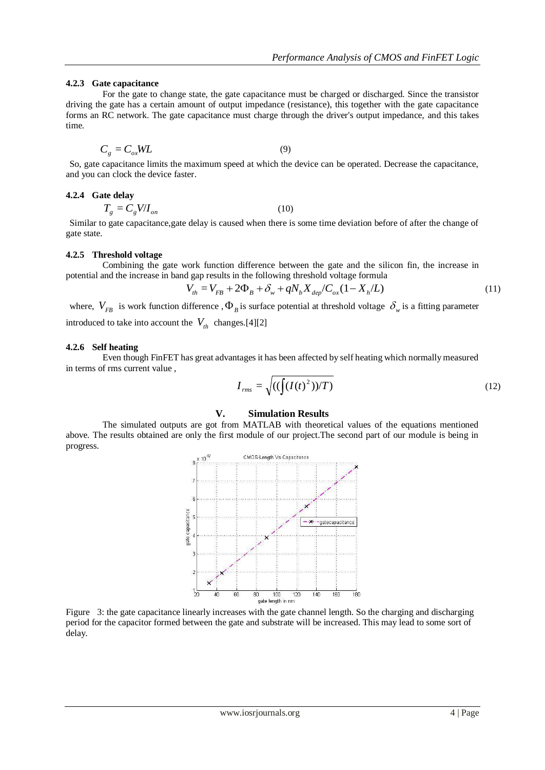#### 4.2.3 Gate capacitance

For the gate to change state, the gate capacitance must be charged or discharged. Since the transistor driving the gate has a certain amount of output impedance (resistance), this together with the gate capacitance forms an RC network. The gate capacitance must charge through the driver's output impedance, and this takes time.

$$C_g = C_{ox}WL \qquad (9)$$

So, gate capacitance limits the maximum speed at which the device can be operated. Decrease the capacitance, and you can clock the device faster.

#### 4.2.4 Gate delay

$$T_g = C_g V / I_{on} \qquad (10)$$

Similar to gate capacitance,gate delay is caused when there is some time deviation before of after the change of gate state.

#### 4.2.5 Threshold voltage

Combining the gate work function difference between the gate and the silicon fin, the increase in potential and the increase in band gap results in the following threshold voltage formula

$$V_{th} = V_{FB} + 2\Phi_B + \delta_w + qN_b X_{dep} / C_{ox}(1 - X_h / L) \qquad (11)$$

where, $V_{FB}$ is work function difference , $\Phi_B$ is surface potential at threshold voltage $\delta_w$ is a fitting parameter introduced to take into account the $V_{th}$ changes.[4][2]

#### 4.2.6 Self heating

Even though FinFET has great advantages it has been affected by self heating which normally measured in terms of rms current value ,

$$I_{rms} = \sqrt{((\int (I(t)^2))/T)} \qquad (12)$$

## V. Simulation Results

The simulated outputs are got from MATLAB with theoretical values of the equations mentioned above. The results obtained are only the first module of our project.The second part of our module is being in progress.

Figure 3: the gate capacitance linearly increases with the gate channel length. So the charging and discharging period for the capacitor formed between the gate and substrate will be increased. This may lead to some sort of delay.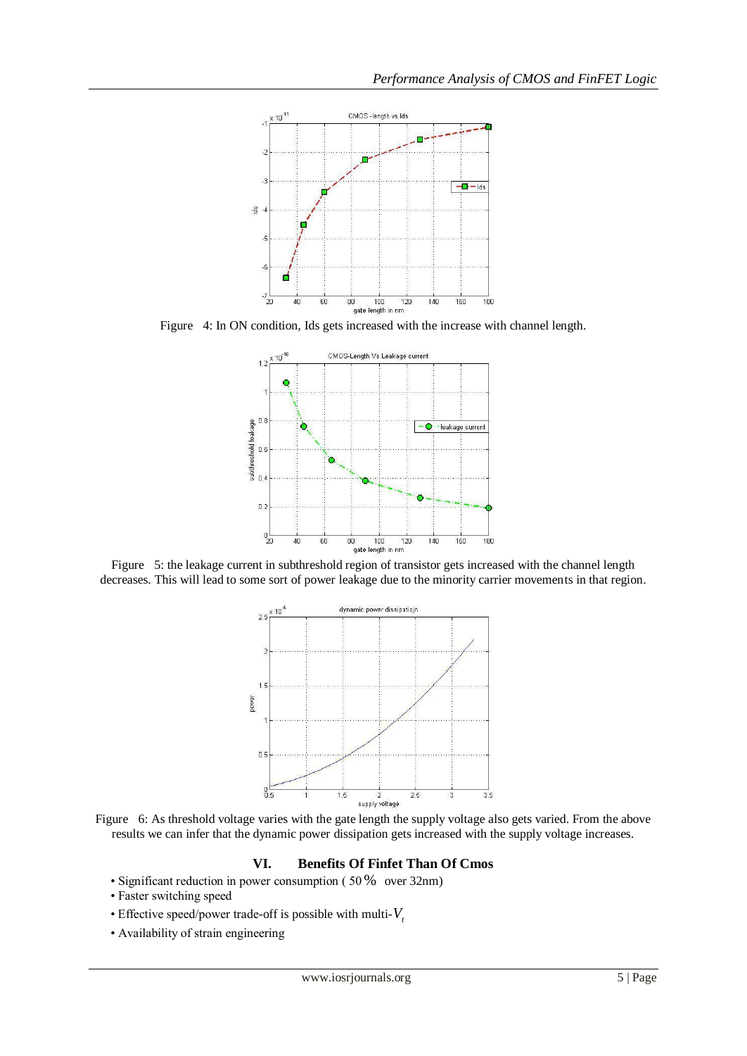Figure 4: In ON condition, Ids gets increased with the increase with channel length.

Figure 5: the leakage current in subthreshold region of transistor gets increased with the channel length decreases. This will lead to some sort of power leakage due to the minority carrier movements in that region.

Figure 6: As threshold voltage varies with the gate length the supply voltage also gets varied. From the above results we can infer that the dynamic power dissipation gets increased with the supply voltage increases.

## VI. Benefits Of Finfet Than Of Cmos

- Significant reduction in power consumption ( 50% over 32nm)
- Faster switching speed
- Effective speed/power trade-off is possible with multi-$V_t$
- Availability of strain engineering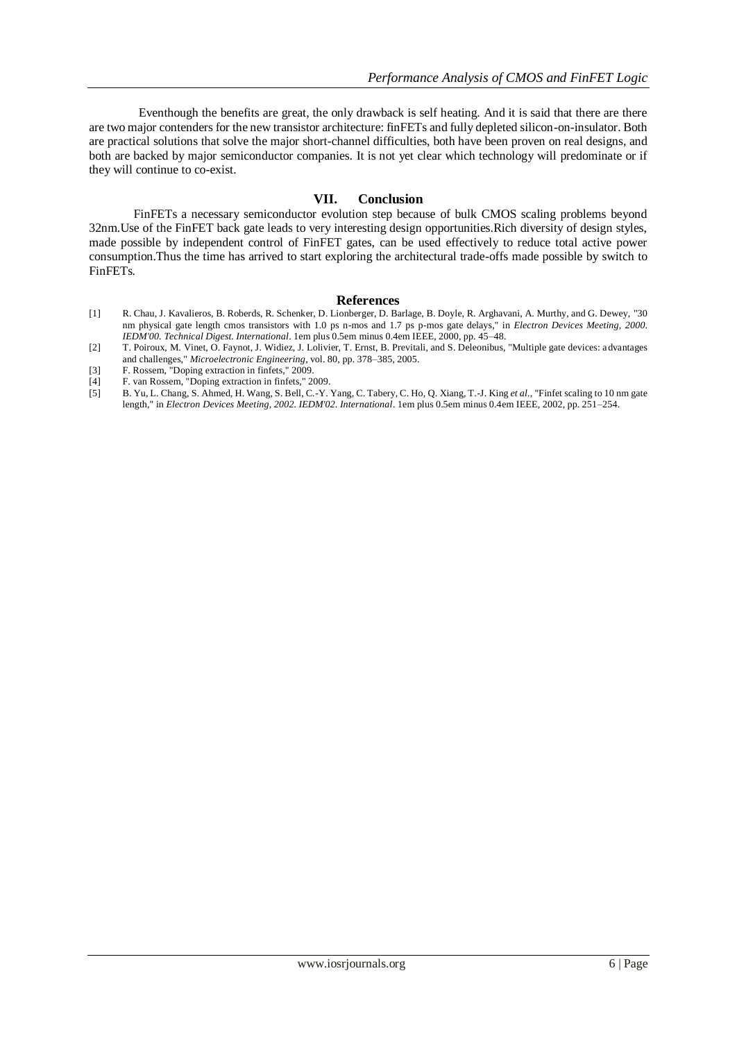Eventhough the benefits are great, the only drawback is self heating. And it is said that there are there are two major contenders for the new transistor architecture: finFETs and fully depleted silicon-on-insulator. Both are practical solutions that solve the major short-channel difficulties, both have been proven on real designs, and both are backed by major semiconductor companies. It is not yet clear which technology will predominate or if they will continue to co-exist.

## VII. Conclusion

FinFETs a necessary semiconductor evolution step because of bulk CMOS scaling problems beyond 32nm.Use of the FinFET back gate leads to very interesting design opportunities.Rich diversity of design styles, made possible by independent control of FinFET gates, can be used effectively to reduce total active power consumption.Thus the time has arrived to start exploring the architectural trade-offs made possible by switch to FinFETs.

## References

[1] R. Chau, J. Kavalieros, B. Roberds, R. Schenker, D. Lionberger, D. Barlage, B. Doyle, R. Arghavani, A. Murthy, and G. Dewey, "30 nm physical gate length cmos transistors with 1.0 ps n-mos and 1.7 ps p-mos gate delays," in *Electron Devices Meeting, 2000. IEDM'00. Technical Digest. International*. 1em plus 0.5em minus 0.4em IEEE, 2000, pp. 45–48.

[2] T. Poiroux, M. Vinet, O. Faynot, J. Widiez, J. Lolivier, T. Ernst, B. Previtali, and S. Deleonibus, "Multiple gate devices: advantages and challenges," *Microelectronic Engineering*, vol. 80, pp. 378–385, 2005.

[3] F. Rossem, "Doping extraction in finfets," 2009.

[4] F. van Rossem, "Doping extraction in finfets," 2009.

[5] B. Yu, L. Chang, S. Ahmed, H. Wang, S. Bell, C.-Y. Yang, C. Tabery, C. Ho, Q. Xiang, T.-J. King *et al.*, "Finfet scaling to 10 nm gate length," in *Electron Devices Meeting, 2002. IEDM'02. International*. 1em plus 0.5em minus 0.4em IEEE, 2002, pp. 251–254.